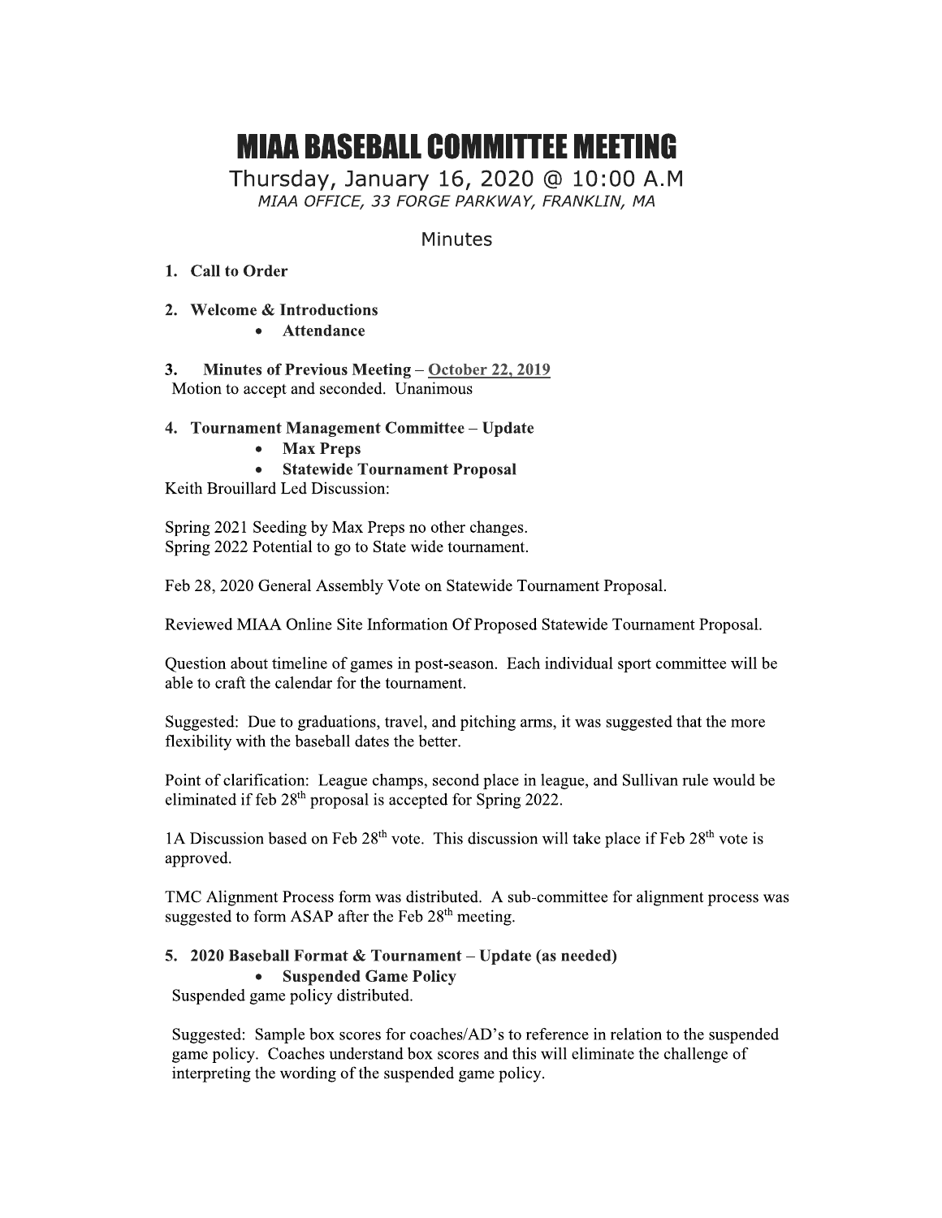# MIAA BASEBALL COMMITTEE MEETING

Thursday, January 16, 2020 @ 10:00 A.M

*MIAA OFFICE, 33 FORGE PARKWAY, FRANKLIN, MA*

## Minutes

1. **Call to Order**

2. **Welcome & Introductions**
   - **Attendance**

3. **Minutes of Previous Meeting** – October 22, 2019

Motion to accept and seconded. Unanimous

4. **Tournament Management Committee – Update**
   - **Max Preps**
   - **Statewide Tournament Proposal**

Keith Brouillard Led Discussion:

Spring 2021 Seeding by Max Preps no other changes.
Spring 2022 Potential to go to State wide tournament.

Feb 28, 2020 General Assembly Vote on Statewide Tournament Proposal.

Reviewed MIAA Online Site Information Of Proposed Statewide Tournament Proposal.

Question about timeline of games in post-season. Each individual sport committee will be able to craft the calendar for the tournament.

Suggested: Due to graduations, travel, and pitching arms, it was suggested that the more flexibility with the baseball dates the better.

Point of clarification: League champs, second place in league, and Sullivan rule would be eliminated if feb 28th proposal is accepted for Spring 2022.

1A Discussion based on Feb 28th vote. This discussion will take place if Feb 28th vote is approved.

TMC Alignment Process form was distributed. A sub-committee for alignment process was suggested to form ASAP after the Feb 28th meeting.

5. **2020 Baseball Format & Tournament – Update (as needed)**
   - **Suspended Game Policy**

Suspended game policy distributed.

Suggested: Sample box scores for coaches/AD's to reference in relation to the suspended game policy. Coaches understand box scores and this will eliminate the challenge of interpreting the wording of the suspended game policy.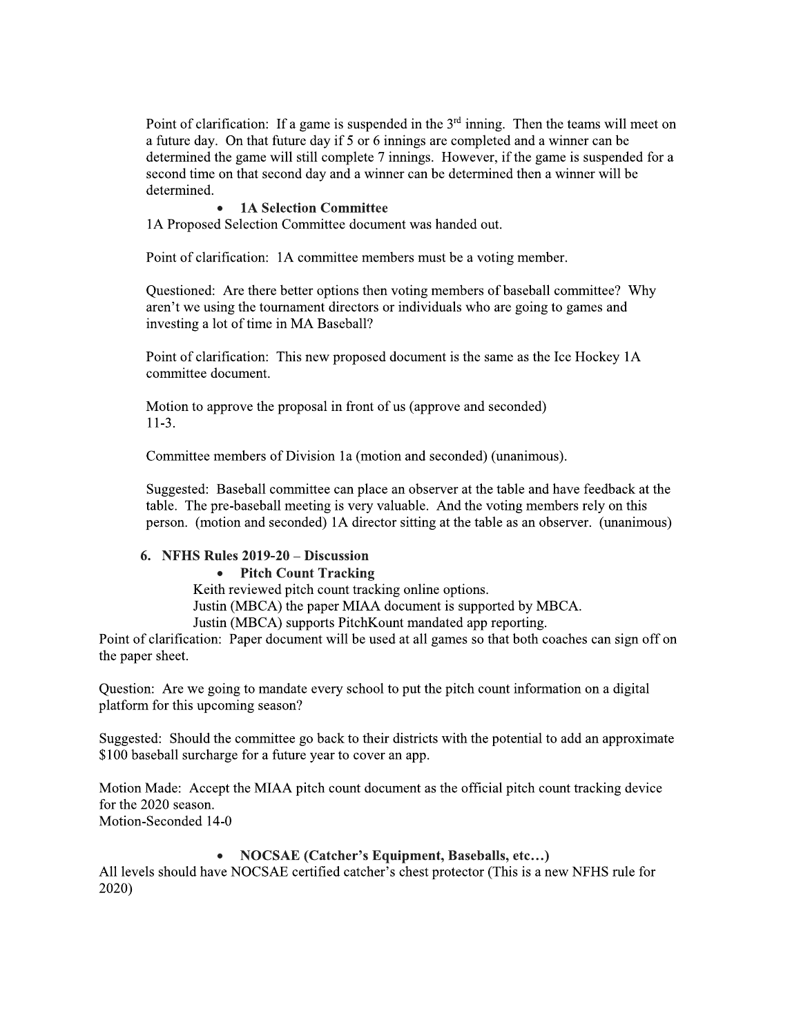Point of clarification: If a game is suspended in the 3rd inning. Then the teams will meet on a future day. On that future day if 5 or 6 innings are completed and a winner can be determined the game will still complete 7 innings. However, if the game is suspended for a second time on that second day and a winner can be determined then a winner will be determined.

- **1A Selection Committee**

1A Proposed Selection Committee document was handed out.

Point of clarification: 1A committee members must be a voting member.

Questioned: Are there better options then voting members of baseball committee? Why aren't we using the tournament directors or individuals who are going to games and investing a lot of time in MA Baseball?

Point of clarification: This new proposed document is the same as the Ice Hockey 1A committee document.

Motion to approve the proposal in front of us (approve and seconded)
11-3.

Committee members of Division 1a (motion and seconded) (unanimous).

Suggested: Baseball committee can place an observer at the table and have feedback at the table. The pre-baseball meeting is very valuable. And the voting members rely on this person. (motion and seconded) 1A director sitting at the table as an observer. (unanimous)

**6. NFHS Rules 2019-20 – Discussion**

- **Pitch Count Tracking**

Keith reviewed pitch count tracking online options.
Justin (MBCA) the paper MIAA document is supported by MBCA.
Justin (MBCA) supports PitchKount mandated app reporting.

Point of clarification: Paper document will be used at all games so that both coaches can sign off on the paper sheet.

Question: Are we going to mandate every school to put the pitch count information on a digital platform for this upcoming season?

Suggested: Should the committee go back to their districts with the potential to add an approximate $100 baseball surcharge for a future year to cover an app.

Motion Made: Accept the MIAA pitch count document as the official pitch count tracking device for the 2020 season.
Motion-Seconded 14-0

- **NOCSAE (Catcher's Equipment, Baseballs, etc…)**

All levels should have NOCSAE certified catcher's chest protector (This is a new NFHS rule for 2020)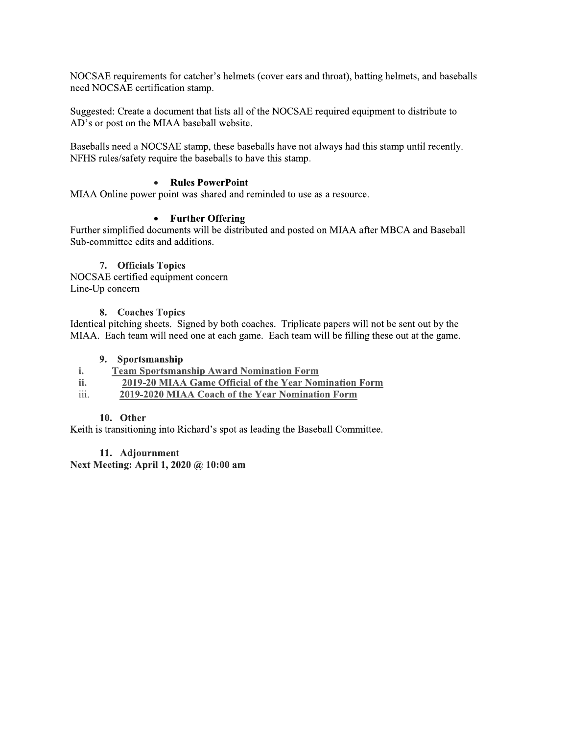NOCSAE requirements for catcher's helmets (cover ears and throat), batting helmets, and baseballs need NOCSAE certification stamp.

Suggested: Create a document that lists all of the NOCSAE required equipment to distribute to AD's or post on the MIAA baseball website.

Baseballs need a NOCSAE stamp, these baseballs have not always had this stamp until recently. NFHS rules/safety require the baseballs to have this stamp.

- **Rules PowerPoint**

MIAA Online power point was shared and reminded to use as a resource.

- **Further Offering**

Further simplified documents will be distributed and posted on MIAA after MBCA and Baseball Sub-committee edits and additions.

**7. Officials Topics**

NOCSAE certified equipment concern
Line-Up concern

**8. Coaches Topics**

Identical pitching sheets. Signed by both coaches. Triplicate papers will not be sent out by the MIAA. Each team will need one at each game. Each team will be filling these out at the game.

**9. Sportsmanship**

i. **Team Sportsmanship Award Nomination Form**
ii. **2019-20 MIAA Game Official of the Year Nomination Form**
iii. **2019-2020 MIAA Coach of the Year Nomination Form**

**10. Other**

Keith is transitioning into Richard's spot as leading the Baseball Committee.

**11. Adjournment**

**Next Meeting: April 1, 2020 @ 10:00 am**